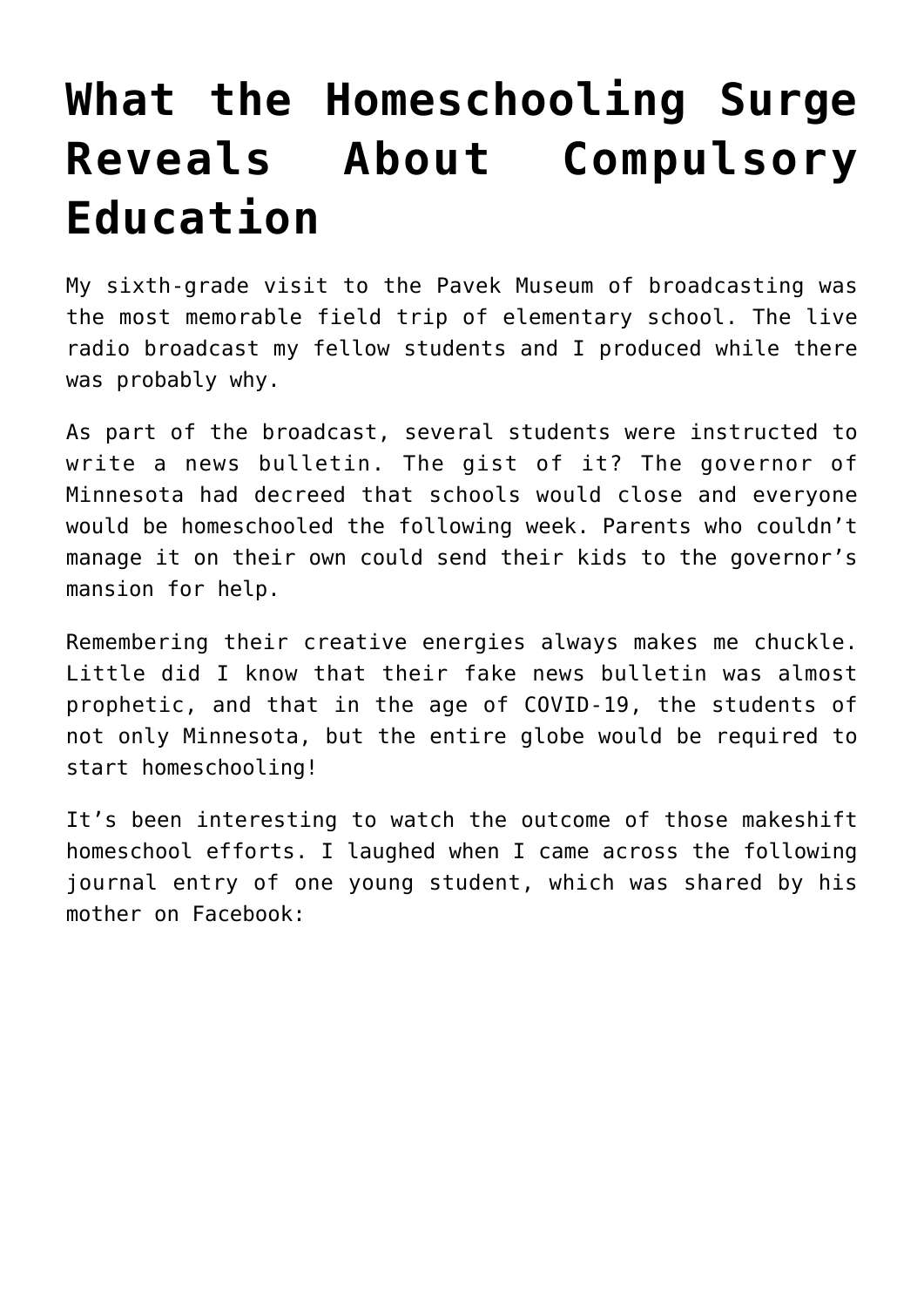# What the Homeschooling Surge Reveals About Compulsory Education

My sixth-grade visit to the Pavek Museum of broadcasting was the most memorable field trip of elementary school. The live radio broadcast my fellow students and I produced while there was probably why.

As part of the broadcast, several students were instructed to write a news bulletin. The gist of it? The governor of Minnesota had decreed that schools would close and everyone would be homeschooled the following week. Parents who couldn't manage it on their own could send their kids to the governor's mansion for help.

Remembering their creative energies always makes me chuckle. Little did I know that their fake news bulletin was almost prophetic, and that in the age of COVID-19, the students of not only Minnesota, but the entire globe would be required to start homeschooling!

It's been interesting to watch the outcome of those makeshift homeschool efforts. I laughed when I came across the following journal entry of one young student, which was shared by his mother on Facebook: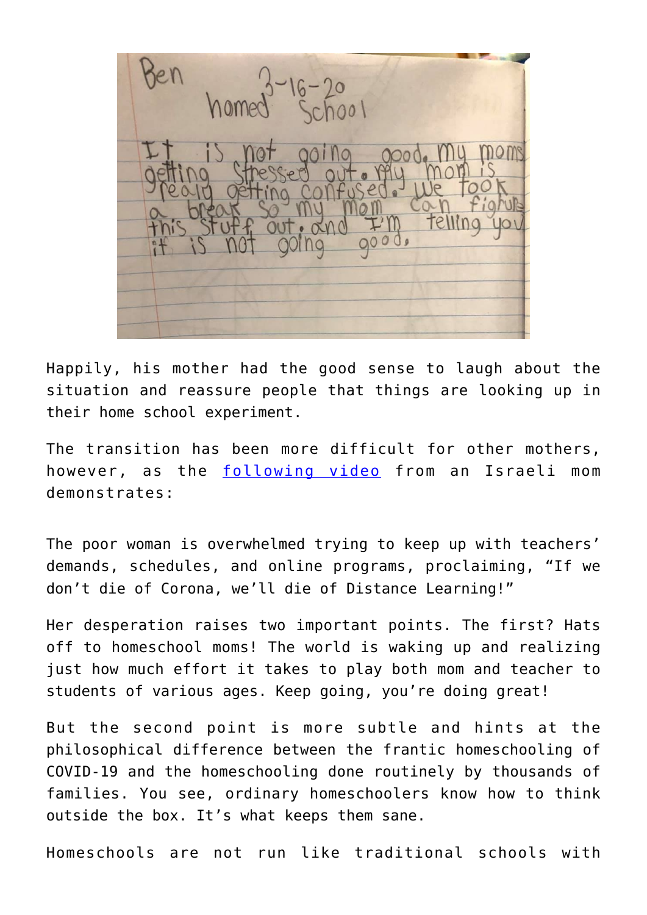Ben 3-16-20

homed School

It is not going good. My moms getting stressed out. My mom is really getting confused. We took a break so my mom can figure this stuff out. and I'm telling you it is not going good.

Happily, his mother had the good sense to laugh about the situation and reassure people that things are looking up in their home school experiment.

The transition has been more difficult for other mothers, however, as the [following video] from an Israeli mom demonstrates:

The poor woman is overwhelmed trying to keep up with teachers' demands, schedules, and online programs, proclaiming, "If we don't die of Corona, we'll die of Distance Learning!"

Her desperation raises two important points. The first? Hats off to homeschool moms! The world is waking up and realizing just how much effort it takes to play both mom and teacher to students of various ages. Keep going, you're doing great!

But the second point is more subtle and hints at the philosophical difference between the frantic homeschooling of COVID-19 and the homeschooling done routinely by thousands of families. You see, ordinary homeschoolers know how to think outside the box. It's what keeps them sane.

Homeschools are not run like traditional schools with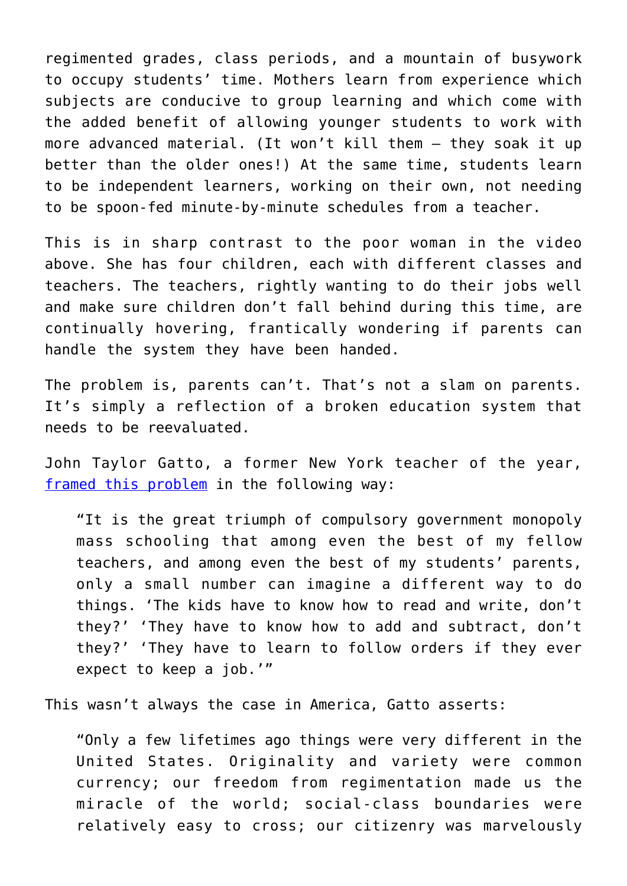regimented grades, class periods, and a mountain of busywork to occupy students' time. Mothers learn from experience which subjects are conducive to group learning and which come with the added benefit of allowing younger students to work with more advanced material. (It won't kill them – they soak it up better than the older ones!) At the same time, students learn to be independent learners, working on their own, not needing to be spoon-fed minute-by-minute schedules from a teacher.

This is in sharp contrast to the poor woman in the video above. She has four children, each with different classes and teachers. The teachers, rightly wanting to do their jobs well and make sure children don't fall behind during this time, are continually hovering, frantically wondering if parents can handle the system they have been handed.

The problem is, parents can't. That's not a slam on parents. It's simply a reflection of a broken education system that needs to be reevaluated.

John Taylor Gatto, a former New York teacher of the year, framed this problem in the following way:

> "It is the great triumph of compulsory government monopoly mass schooling that among even the best of my fellow teachers, and among even the best of my students' parents, only a small number can imagine a different way to do things. 'The kids have to know how to read and write, don't they?' 'They have to know how to add and subtract, don't they?' 'They have to learn to follow orders if they ever expect to keep a job.'"

This wasn't always the case in America, Gatto asserts:

> "Only a few lifetimes ago things were very different in the United States. Originality and variety were common currency; our freedom from regimentation made us the miracle of the world; social-class boundaries were relatively easy to cross; our citizenry was marvelously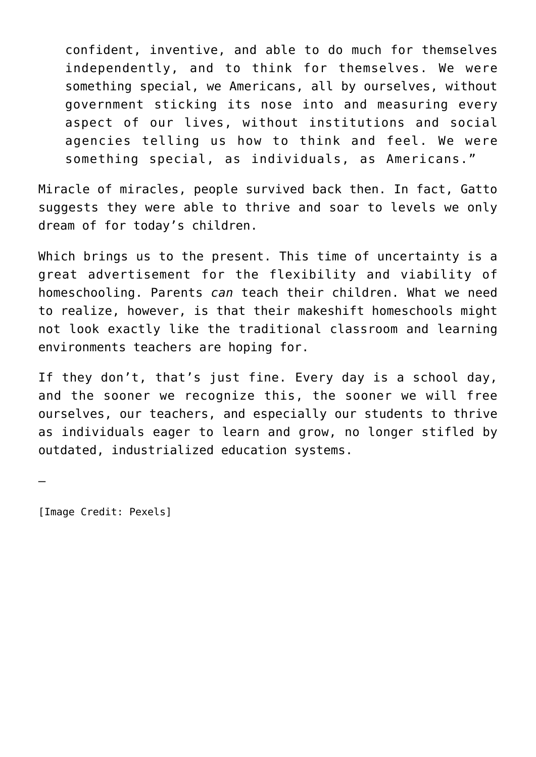> confident, inventive, and able to do much for themselves independently, and to think for themselves. We were something special, we Americans, all by ourselves, without government sticking its nose into and measuring every aspect of our lives, without institutions and social agencies telling us how to think and feel. We were something special, as individuals, as Americans."

Miracle of miracles, people survived back then. In fact, Gatto suggests they were able to thrive and soar to levels we only dream of for today's children.

Which brings us to the present. This time of uncertainty is a great advertisement for the flexibility and viability of homeschooling. Parents *can* teach their children. What we need to realize, however, is that their makeshift homeschools might not look exactly like the traditional classroom and learning environments teachers are hoping for.

If they don't, that's just fine. Every day is a school day, and the sooner we recognize this, the sooner we will free ourselves, our teachers, and especially our students to thrive as individuals eager to learn and grow, no longer stifled by outdated, industrialized education systems.

—

[Image Credit: Pexels]